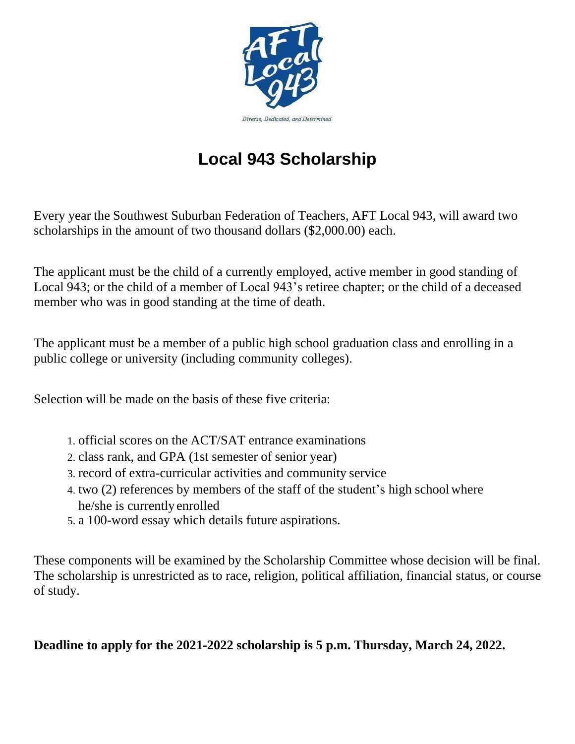Diverse, Dedicated, and Determined

# Local 943 Scholarship

Every year the Southwest Suburban Federation of Teachers, AFT Local 943, will award two scholarships in the amount of two thousand dollars ($2,000.00) each.

The applicant must be the child of a currently employed, active member in good standing of Local 943; or the child of a member of Local 943's retiree chapter; or the child of a deceased member who was in good standing at the time of death.

The applicant must be a member of a public high school graduation class and enrolling in a public college or university (including community colleges).

Selection will be made on the basis of these five criteria:

1. official scores on the ACT/SAT entrance examinations
2. class rank, and GPA (1st semester of senior year)
3. record of extra-curricular activities and community service
4. two (2) references by members of the staff of the student's high school where he/she is currently enrolled
5. a 100-word essay which details future aspirations.

These components will be examined by the Scholarship Committee whose decision will be final. The scholarship is unrestricted as to race, religion, political affiliation, financial status, or course of study.

**Deadline to apply for the 2021-2022 scholarship is 5 p.m. Thursday, March 24, 2022.**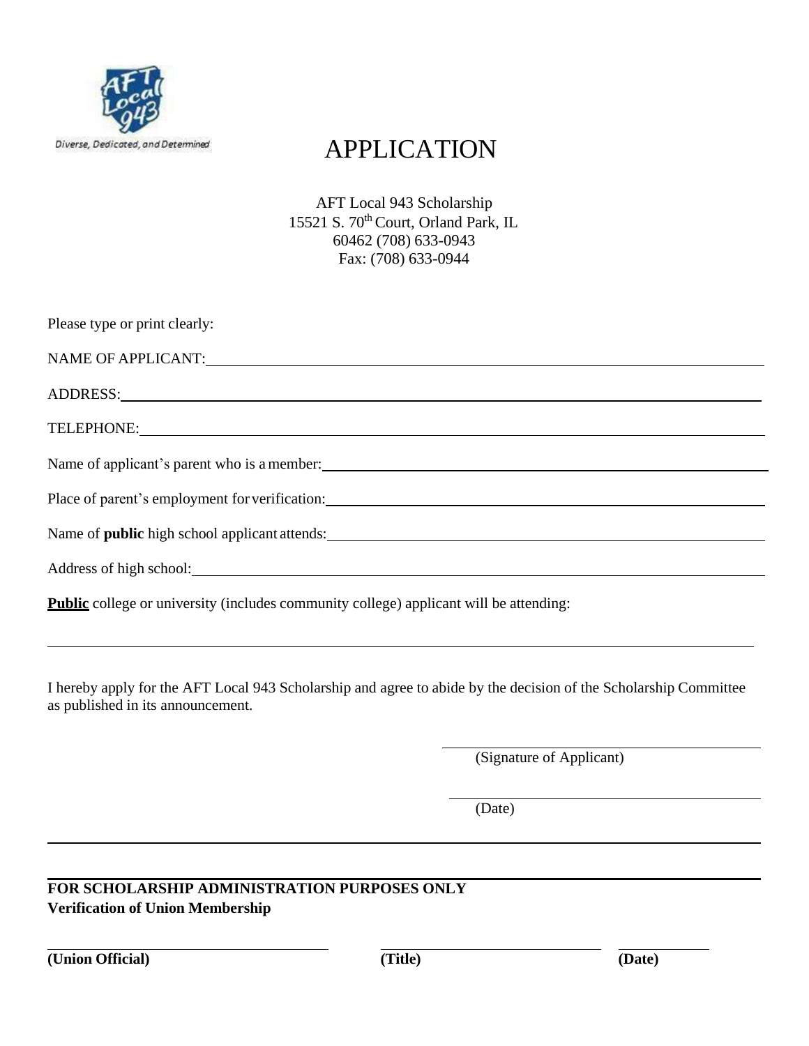Diverse, Dedicated, and Determined

# APPLICATION

AFT Local 943 Scholarship
15521 S. 70th Court, Orland Park, IL
60462 (708) 633-0943
Fax: (708) 633-0944

Please type or print clearly:

NAME OF APPLICANT: ______________________________

ADDRESS: ______________________________

TELEPHONE: ______________________________

Name of applicant's parent who is a member: ______________________________

Place of parent's employment for verification: ______________________________

Name of **public** high school applicant attends: ______________________________

Address of high school: ______________________________

**Public** college or university (includes community college) applicant will be attending:

______________________________

I hereby apply for the AFT Local 943 Scholarship and agree to abide by the decision of the Scholarship Committee as published in its announcement.

______________________________
(Signature of Applicant)

______________________________
(Date)

---

**FOR SCHOLARSHIP ADMINISTRATION PURPOSES ONLY**
**Verification of Union Membership**

| ______________________ | ______________________ | ____________ |
|---|---|---|
| **(Union Official)** | **(Title)** | **(Date)** |